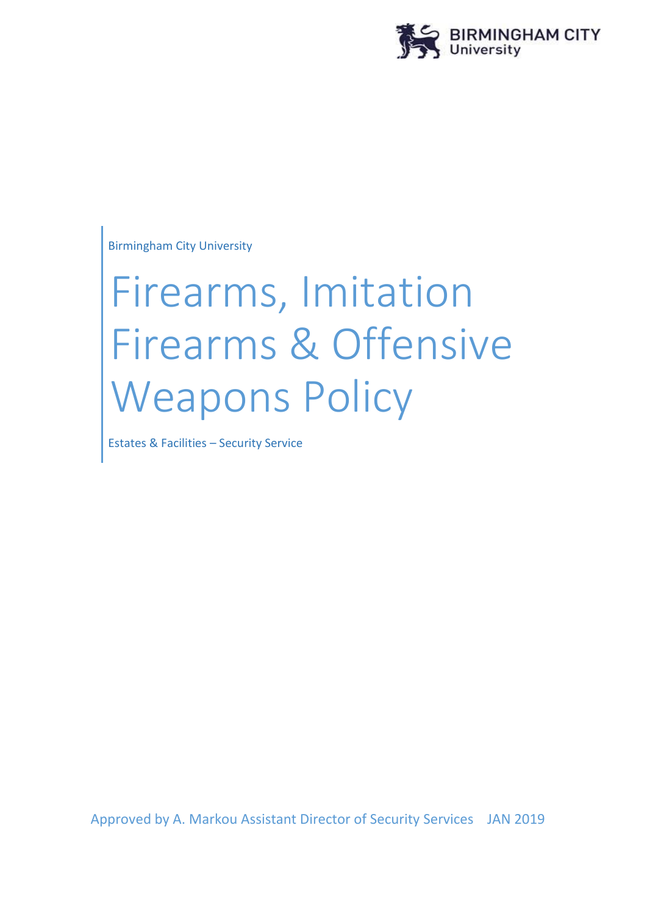Birmingham City University

# Firearms, Imitation Firearms & Offensive Weapons Policy

Estates & Facilities – Security Service

Approved by A. Markou Assistant Director of Security Services JAN 2019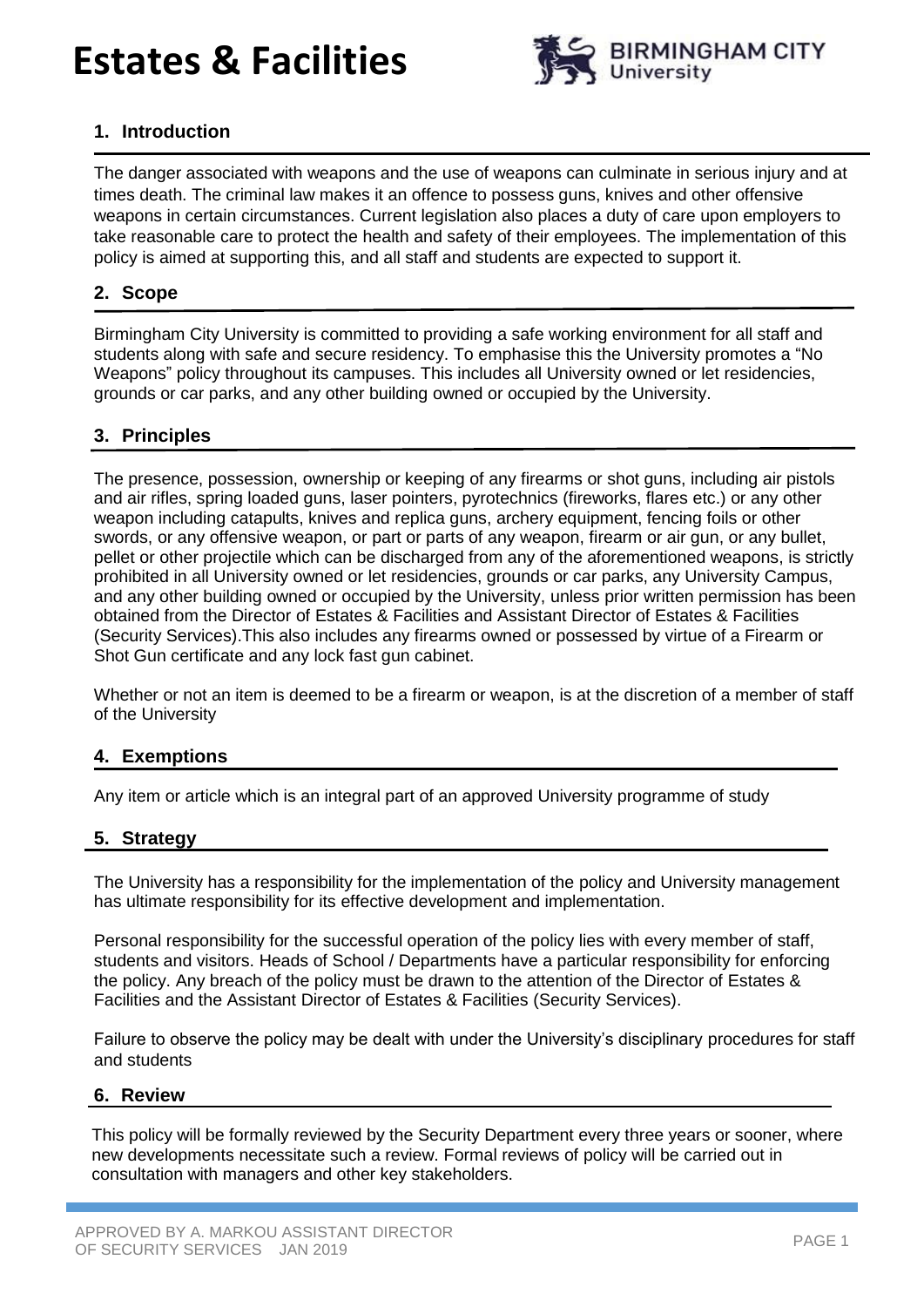# Estates & Facilities

## 1. Introduction

The danger associated with weapons and the use of weapons can culminate in serious injury and at times death. The criminal law makes it an offence to possess guns, knives and other offensive weapons in certain circumstances. Current legislation also places a duty of care upon employers to take reasonable care to protect the health and safety of their employees. The implementation of this policy is aimed at supporting this, and all staff and students are expected to support it.

## 2. Scope

Birmingham City University is committed to providing a safe working environment for all staff and students along with safe and secure residency. To emphasise this the University promotes a "No Weapons" policy throughout its campuses. This includes all University owned or let residencies, grounds or car parks, and any other building owned or occupied by the University.

## 3. Principles

The presence, possession, ownership or keeping of any firearms or shot guns, including air pistols and air rifles, spring loaded guns, laser pointers, pyrotechnics (fireworks, flares etc.) or any other weapon including catapults, knives and replica guns, archery equipment, fencing foils or other swords, or any offensive weapon, or part or parts of any weapon, firearm or air gun, or any bullet, pellet or other projectile which can be discharged from any of the aforementioned weapons, is strictly prohibited in all University owned or let residencies, grounds or car parks, any University Campus, and any other building owned or occupied by the University, unless prior written permission has been obtained from the Director of Estates & Facilities and Assistant Director of Estates & Facilities (Security Services).This also includes any firearms owned or possessed by virtue of a Firearm or Shot Gun certificate and any lock fast gun cabinet.

Whether or not an item is deemed to be a firearm or weapon, is at the discretion of a member of staff of the University

## 4. Exemptions

Any item or article which is an integral part of an approved University programme of study

## 5. Strategy

The University has a responsibility for the implementation of the policy and University management has ultimate responsibility for its effective development and implementation.

Personal responsibility for the successful operation of the policy lies with every member of staff, students and visitors. Heads of School / Departments have a particular responsibility for enforcing the policy. Any breach of the policy must be drawn to the attention of the Director of Estates & Facilities and the Assistant Director of Estates & Facilities (Security Services).

Failure to observe the policy may be dealt with under the University's disciplinary procedures for staff and students

## 6. Review

This policy will be formally reviewed by the Security Department every three years or sooner, where new developments necessitate such a review. Formal reviews of policy will be carried out in consultation with managers and other key stakeholders.

APPROVED BY A. MARKOU ASSISTANT DIRECTOR OF SECURITY SERVICES JAN 2019